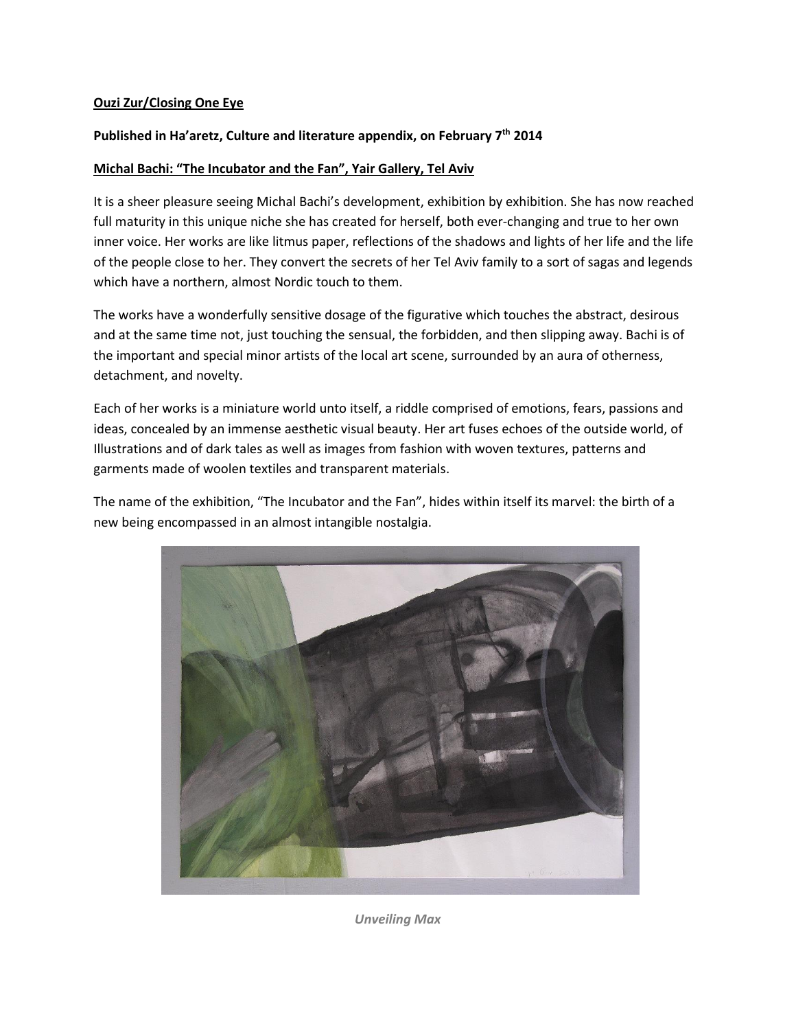**Ouzi Zur/Closing One Eye**

**Published in Ha'aretz, Culture and literature appendix, on February 7th 2014**

**Michal Bachi: "The Incubator and the Fan", Yair Gallery, Tel Aviv**

It is a sheer pleasure seeing Michal Bachi's development, exhibition by exhibition. She has now reached full maturity in this unique niche she has created for herself, both ever-changing and true to her own inner voice. Her works are like litmus paper, reflections of the shadows and lights of her life and the life of the people close to her. They convert the secrets of her Tel Aviv family to a sort of sagas and legends which have a northern, almost Nordic touch to them.

The works have a wonderfully sensitive dosage of the figurative which touches the abstract, desirous and at the same time not, just touching the sensual, the forbidden, and then slipping away. Bachi is of the important and special minor artists of the local art scene, surrounded by an aura of otherness, detachment, and novelty.

Each of her works is a miniature world unto itself, a riddle comprised of emotions, fears, passions and ideas, concealed by an immense aesthetic visual beauty. Her art fuses echoes of the outside world, of Illustrations and of dark tales as well as images from fashion with woven textures, patterns and garments made of woolen textiles and transparent materials.

The name of the exhibition, "The Incubator and the Fan", hides within itself its marvel: the birth of a new being encompassed in an almost intangible nostalgia.

*Unveiling Max*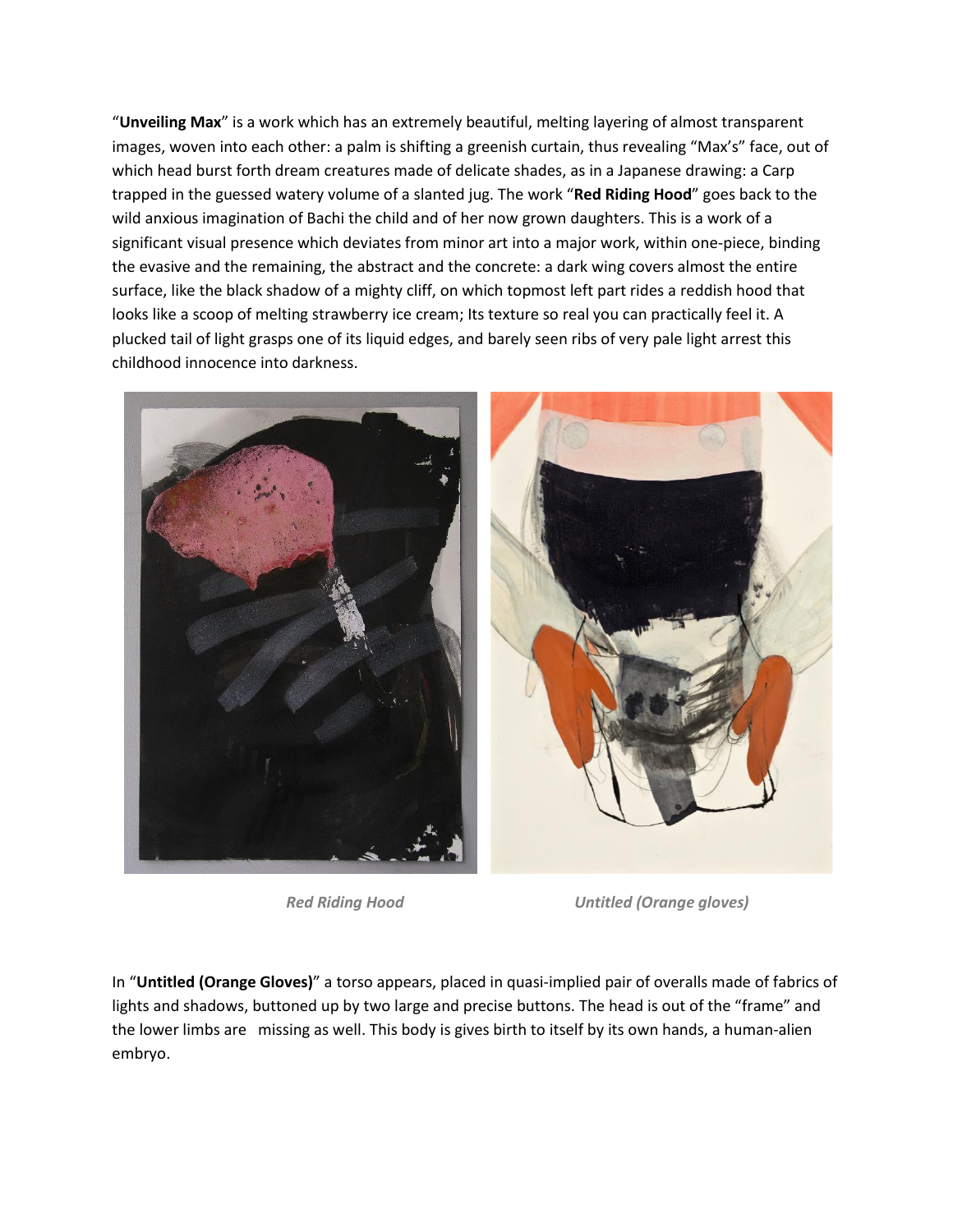"**Unveiling Max**" is a work which has an extremely beautiful, melting layering of almost transparent images, woven into each other: a palm is shifting a greenish curtain, thus revealing "Max's" face, out of which head burst forth dream creatures made of delicate shades, as in a Japanese drawing: a Carp trapped in the guessed watery volume of a slanted jug. The work "**Red Riding Hood**" goes back to the wild anxious imagination of Bachi the child and of her now grown daughters. This is a work of a significant visual presence which deviates from minor art into a major work, within one-piece, binding the evasive and the remaining, the abstract and the concrete: a dark wing covers almost the entire surface, like the black shadow of a mighty cliff, on which topmost left part rides a reddish hood that looks like a scoop of melting strawberry ice cream; Its texture so real you can practically feel it. A plucked tail of light grasps one of its liquid edges, and barely seen ribs of very pale light arrest this childhood innocence into darkness.

*Red Riding Hood*

*Untitled (Orange gloves)*

In "**Untitled (Orange Gloves)**" a torso appears, placed in quasi-implied pair of overalls made of fabrics of lights and shadows, buttoned up by two large and precise buttons. The head is out of the "frame" and the lower limbs are missing as well. This body is gives birth to itself by its own hands, a human-alien embryo.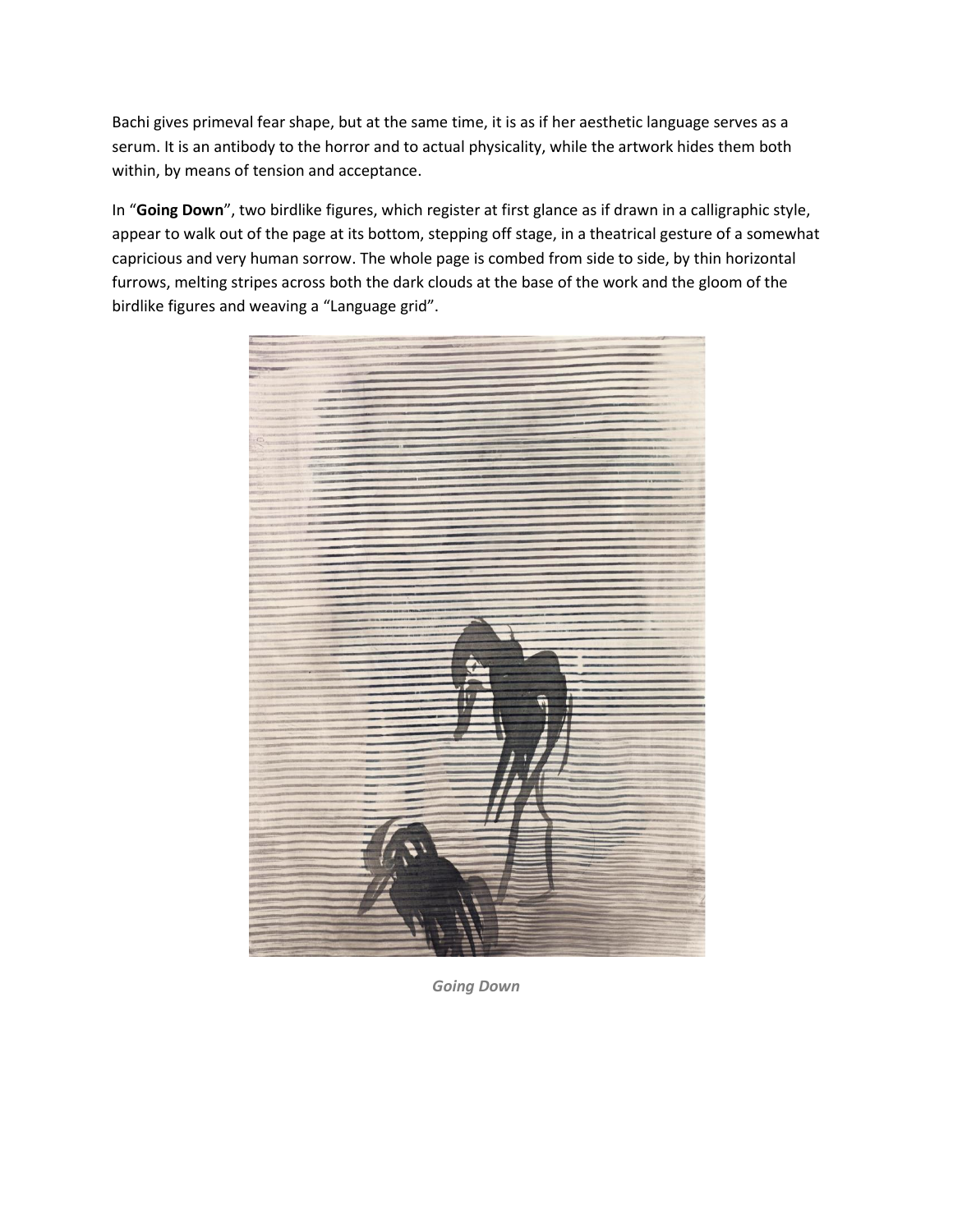Bachi gives primeval fear shape, but at the same time, it is as if her aesthetic language serves as a serum. It is an antibody to the horror and to actual physicality, while the artwork hides them both within, by means of tension and acceptance.

In "**Going Down**", two birdlike figures, which register at first glance as if drawn in a calligraphic style, appear to walk out of the page at its bottom, stepping off stage, in a theatrical gesture of a somewhat capricious and very human sorrow. The whole page is combed from side to side, by thin horizontal furrows, melting stripes across both the dark clouds at the base of the work and the gloom of the birdlike figures and weaving a "Language grid".

*Going Down*